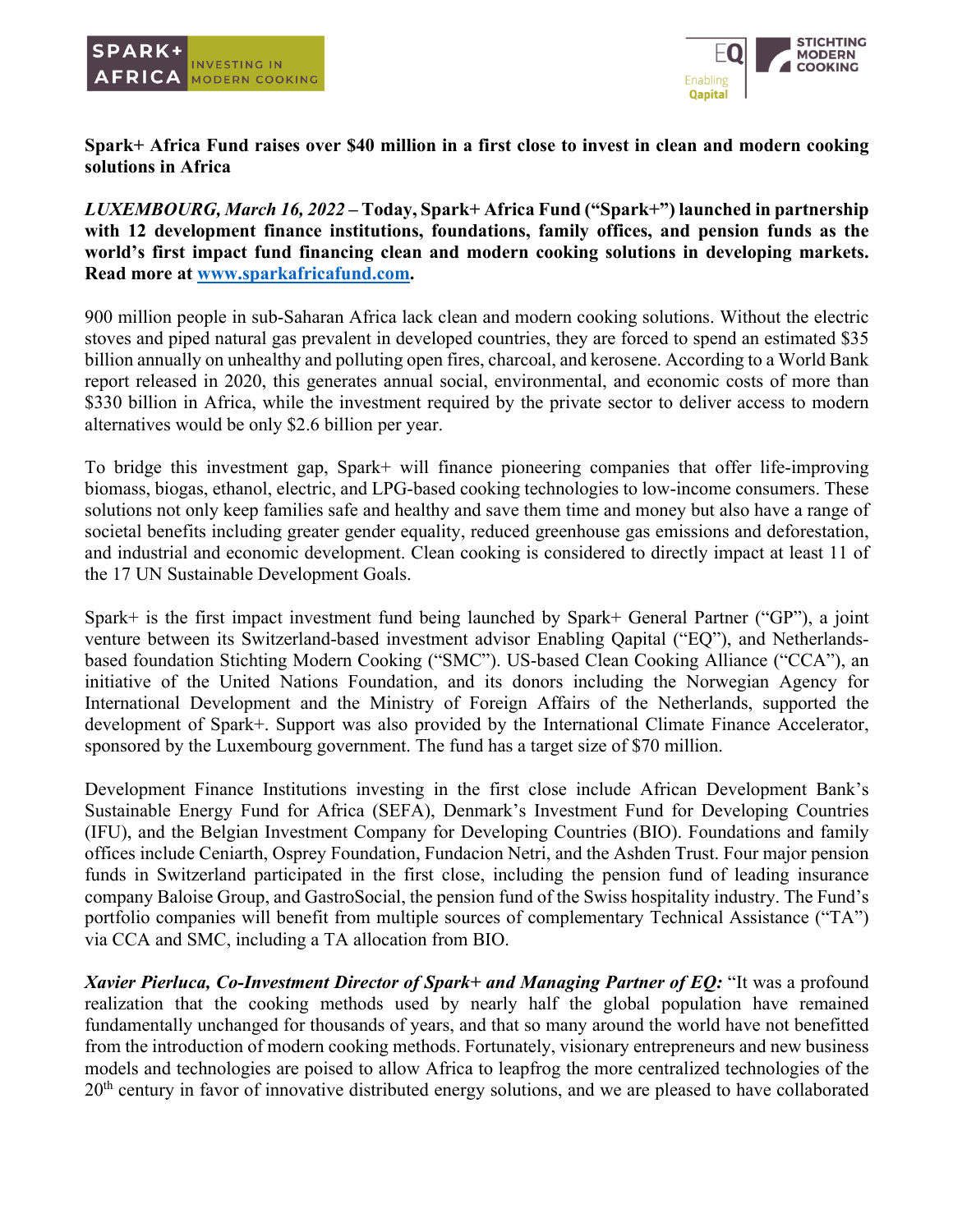**Spark+ Africa Fund raises over $40 million in a first close to invest in clean and modern cooking solutions in Africa**

***LUXEMBOURG, March 16, 2022* – Today, Spark+ Africa Fund ("Spark+") launched in partnership with 12 development finance institutions, foundations, family offices, and pension funds as the world's first impact fund financing clean and modern cooking solutions in developing markets. Read more at [www.sparkafricafund.com](www.sparkafricafund.com).**

900 million people in sub-Saharan Africa lack clean and modern cooking solutions. Without the electric stoves and piped natural gas prevalent in developed countries, they are forced to spend an estimated $35 billion annually on unhealthy and polluting open fires, charcoal, and kerosene. According to a World Bank report released in 2020, this generates annual social, environmental, and economic costs of more than $330 billion in Africa, while the investment required by the private sector to deliver access to modern alternatives would be only $2.6 billion per year.

To bridge this investment gap, Spark+ will finance pioneering companies that offer life-improving biomass, biogas, ethanol, electric, and LPG-based cooking technologies to low-income consumers. These solutions not only keep families safe and healthy and save them time and money but also have a range of societal benefits including greater gender equality, reduced greenhouse gas emissions and deforestation, and industrial and economic development. Clean cooking is considered to directly impact at least 11 of the 17 UN Sustainable Development Goals.

Spark+ is the first impact investment fund being launched by Spark+ General Partner ("GP"), a joint venture between its Switzerland-based investment advisor Enabling Qapital ("EQ"), and Netherlands-based foundation Stichting Modern Cooking ("SMC"). US-based Clean Cooking Alliance ("CCA"), an initiative of the United Nations Foundation, and its donors including the Norwegian Agency for International Development and the Ministry of Foreign Affairs of the Netherlands, supported the development of Spark+. Support was also provided by the International Climate Finance Accelerator, sponsored by the Luxembourg government. The fund has a target size of $70 million.

Development Finance Institutions investing in the first close include African Development Bank's Sustainable Energy Fund for Africa (SEFA), Denmark's Investment Fund for Developing Countries (IFU), and the Belgian Investment Company for Developing Countries (BIO). Foundations and family offices include Ceniarth, Osprey Foundation, Fundacion Netri, and the Ashden Trust. Four major pension funds in Switzerland participated in the first close, including the pension fund of leading insurance company Baloise Group, and GastroSocial, the pension fund of the Swiss hospitality industry. The Fund's portfolio companies will benefit from multiple sources of complementary Technical Assistance ("TA") via CCA and SMC, including a TA allocation from BIO.

***Xavier Pierluca, Co-Investment Director of Spark+ and Managing Partner of EQ:*** "It was a profound realization that the cooking methods used by nearly half the global population have remained fundamentally unchanged for thousands of years, and that so many around the world have not benefitted from the introduction of modern cooking methods. Fortunately, visionary entrepreneurs and new business models and technologies are poised to allow Africa to leapfrog the more centralized technologies of the 20th century in favor of innovative distributed energy solutions, and we are pleased to have collaborated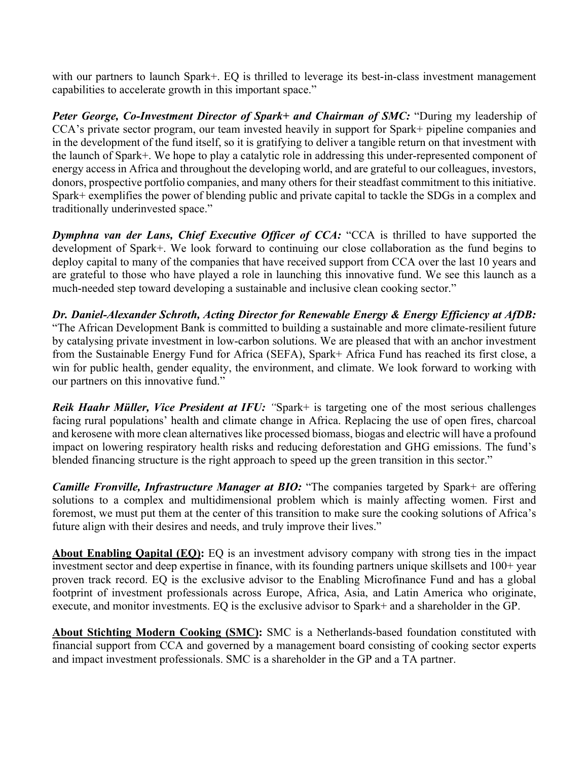with our partners to launch Spark+. EQ is thrilled to leverage its best-in-class investment management capabilities to accelerate growth in this important space."

***Peter George, Co-Investment Director of Spark+ and Chairman of SMC:*** "During my leadership of CCA's private sector program, our team invested heavily in support for Spark+ pipeline companies and in the development of the fund itself, so it is gratifying to deliver a tangible return on that investment with the launch of Spark+. We hope to play a catalytic role in addressing this under-represented component of energy access in Africa and throughout the developing world, and are grateful to our colleagues, investors, donors, prospective portfolio companies, and many others for their steadfast commitment to this initiative. Spark+ exemplifies the power of blending public and private capital to tackle the SDGs in a complex and traditionally underinvested space."

***Dymphna van der Lans, Chief Executive Officer of CCA:*** "CCA is thrilled to have supported the development of Spark+. We look forward to continuing our close collaboration as the fund begins to deploy capital to many of the companies that have received support from CCA over the last 10 years and are grateful to those who have played a role in launching this innovative fund. We see this launch as a much-needed step toward developing a sustainable and inclusive clean cooking sector."

***Dr. Daniel-Alexander Schroth, Acting Director for Renewable Energy & Energy Efficiency at AfDB:*** "The African Development Bank is committed to building a sustainable and more climate-resilient future by catalysing private investment in low-carbon solutions. We are pleased that with an anchor investment from the Sustainable Energy Fund for Africa (SEFA), Spark+ Africa Fund has reached its first close, a win for public health, gender equality, the environment, and climate. We look forward to working with our partners on this innovative fund."

***Reik Haahr Müller, Vice President at IFU:*** *"*Spark+ is targeting one of the most serious challenges facing rural populations' health and climate change in Africa. Replacing the use of open fires, charcoal and kerosene with more clean alternatives like processed biomass, biogas and electric will have a profound impact on lowering respiratory health risks and reducing deforestation and GHG emissions. The fund's blended financing structure is the right approach to speed up the green transition in this sector."

***Camille Fronville, Infrastructure Manager at BIO:*** "The companies targeted by Spark+ are offering solutions to a complex and multidimensional problem which is mainly affecting women. First and foremost, we must put them at the center of this transition to make sure the cooking solutions of Africa's future align with their desires and needs, and truly improve their lives."

**About Enabling Qapital (EQ):** EQ is an investment advisory company with strong ties in the impact investment sector and deep expertise in finance, with its founding partners unique skillsets and 100+ year proven track record. EQ is the exclusive advisor to the Enabling Microfinance Fund and has a global footprint of investment professionals across Europe, Africa, Asia, and Latin America who originate, execute, and monitor investments. EQ is the exclusive advisor to Spark+ and a shareholder in the GP.

**About Stichting Modern Cooking (SMC):** SMC is a Netherlands-based foundation constituted with financial support from CCA and governed by a management board consisting of cooking sector experts and impact investment professionals. SMC is a shareholder in the GP and a TA partner.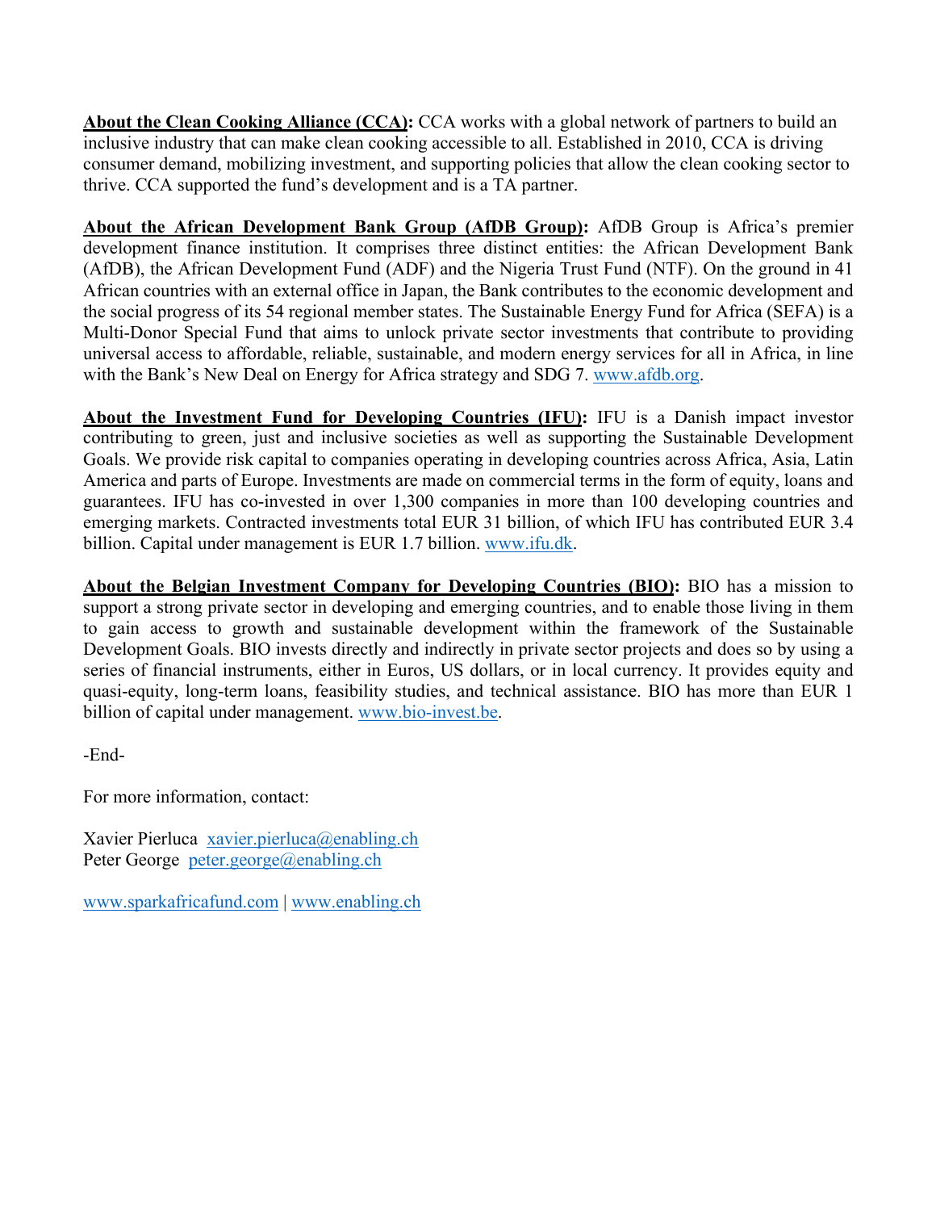**About the Clean Cooking Alliance (CCA):** CCA works with a global network of partners to build an inclusive industry that can make clean cooking accessible to all. Established in 2010, CCA is driving consumer demand, mobilizing investment, and supporting policies that allow the clean cooking sector to thrive. CCA supported the fund's development and is a TA partner.

**About the African Development Bank Group (AfDB Group):** AfDB Group is Africa's premier development finance institution. It comprises three distinct entities: the African Development Bank (AfDB), the African Development Fund (ADF) and the Nigeria Trust Fund (NTF). On the ground in 41 African countries with an external office in Japan, the Bank contributes to the economic development and the social progress of its 54 regional member states. The Sustainable Energy Fund for Africa (SEFA) is a Multi-Donor Special Fund that aims to unlock private sector investments that contribute to providing universal access to affordable, reliable, sustainable, and modern energy services for all in Africa, in line with the Bank's New Deal on Energy for Africa strategy and SDG 7. [www.afdb.org](http://www.afdb.org).

**About the Investment Fund for Developing Countries (IFU):** IFU is a Danish impact investor contributing to green, just and inclusive societies as well as supporting the Sustainable Development Goals. We provide risk capital to companies operating in developing countries across Africa, Asia, Latin America and parts of Europe. Investments are made on commercial terms in the form of equity, loans and guarantees. IFU has co-invested in over 1,300 companies in more than 100 developing countries and emerging markets. Contracted investments total EUR 31 billion, of which IFU has contributed EUR 3.4 billion. Capital under management is EUR 1.7 billion. [www.ifu.dk](http://www.ifu.dk).

**About the Belgian Investment Company for Developing Countries (BIO):** BIO has a mission to support a strong private sector in developing and emerging countries, and to enable those living in them to gain access to growth and sustainable development within the framework of the Sustainable Development Goals. BIO invests directly and indirectly in private sector projects and does so by using a series of financial instruments, either in Euros, US dollars, or in local currency. It provides equity and quasi-equity, long-term loans, feasibility studies, and technical assistance. BIO has more than EUR 1 billion of capital under management. [www.bio-invest.be](http://www.bio-invest.be).

-End-

For more information, contact:

Xavier Pierluca [xavier.pierluca@enabling.ch](mailto:xavier.pierluca@enabling.ch)
Peter George [peter.george@enabling.ch](mailto:peter.george@enabling.ch)

[www.sparkafricafund.com](http://www.sparkafricafund.com) | [www.enabling.ch](http://www.enabling.ch)